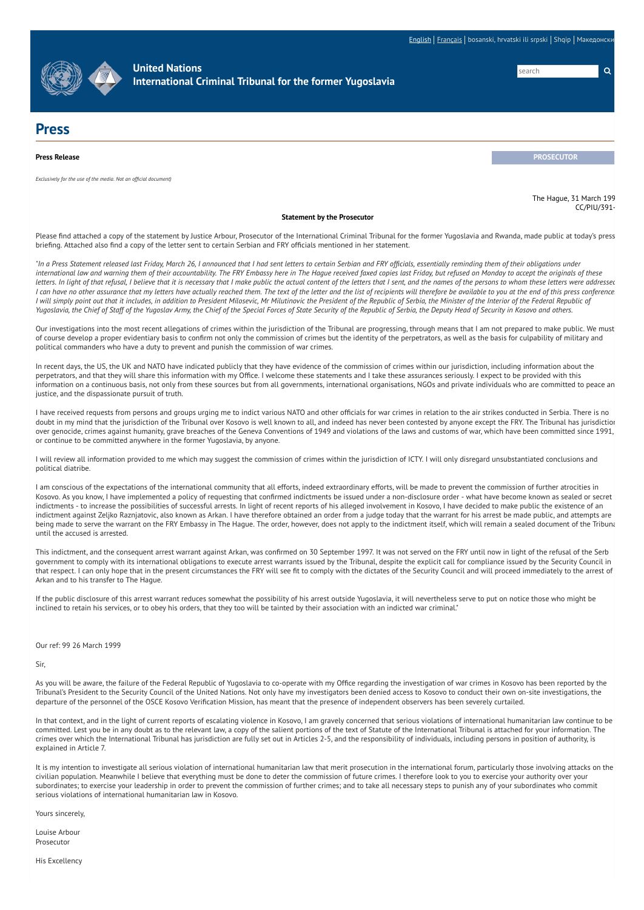English | Français | bosanski, hrvatski ili srpski | Shqip | Македонски

**United Nations**
**International Criminal Tribunal for the former Yugoslavia**

# Press

**Press Release** | **PROSECUTOR**

*Exclusively for the use of the media. Not an official document)*

The Hague, 31 March 199
CC/PIU/391-

**Statement by the Prosecutor**

Please find attached a copy of the statement by Justice Arbour, Prosecutor of the International Criminal Tribunal for the former Yugoslavia and Rwanda, made public at today's press briefing. Attached also find a copy of the letter sent to certain Serbian and FRY officials mentioned in her statement.

*"In a Press Statement released last Friday, March 26, I announced that I had sent letters to certain Serbian and FRY officials, essentially reminding them of their obligations under international law and warning them of their accountability. The FRY Embassy here in The Hague received faxed copies last Friday, but refused on Monday to accept the originals of these letters. In light of that refusal, I believe that it is necessary that I make public the actual content of the letters that I sent, and the names of the persons to whom these letters were addressed. I can have no other assurance that my letters have actually reached them. The text of the letter and the list of recipients will therefore be available to you at the end of this press conference. I will simply point out that it includes, in addition to President Milosevic, Mr Milutinovic the President of the Republic of Serbia, the Minister of the Interior of the Federal Republic of Yugoslavia, the Chief of Staff of the Yugoslav Army, the Chief of the Special Forces of State Security of the Republic of Serbia, the Deputy Head of Security in Kosovo and others.*

Our investigations into the most recent allegations of crimes within the jurisdiction of the Tribunal are progressing, through means that I am not prepared to make public. We must of course develop a proper evidentiary basis to confirm not only the commission of crimes but the identity of the perpetrators, as well as the basis for culpability of military and political commanders who have a duty to prevent and punish the commission of war crimes.

In recent days, the US, the UK and NATO have indicated publicly that they have evidence of the commission of crimes within our jurisdiction, including information about the perpetrators, and that they will share this information with my Office. I welcome these statements and I take these assurances seriously. I expect to be provided with this information on a continuous basis, not only from these sources but from all governments, international organisations, NGOs and private individuals who are committed to peace and justice, and the dispassionate pursuit of truth.

I have received requests from persons and groups urging me to indict various NATO and other officials for war crimes in relation to the air strikes conducted in Serbia. There is no doubt in my mind that the jurisdiction of the Tribunal over Kosovo is well known to all, and indeed has never been contested by anyone except the FRY. The Tribunal has jurisdiction over genocide, crimes against humanity, grave breaches of the Geneva Conventions of 1949 and violations of the laws and customs of war, which have been committed since 1991, or continue to be committed anywhere in the former Yugoslavia, by anyone.

I will review all information provided to me which may suggest the commission of crimes within the jurisdiction of ICTY. I will only disregard unsubstantiated conclusions and political diatribe.

I am conscious of the expectations of the international community that all efforts, indeed extraordinary efforts, will be made to prevent the commission of further atrocities in Kosovo. As you know, I have implemented a policy of requesting that confirmed indictments be issued under a non-disclosure order - what have become known as sealed or secret indictments - to increase the possibilities of successful arrests. In light of recent reports of his alleged involvement in Kosovo, I have decided to make public the existence of an indictment against Zeljko Raznjatovic, also known as Arkan. I have therefore obtained an order from a judge today that the warrant for his arrest be made public, and attempts are being made to serve the warrant on the FRY Embassy in The Hague. The order, however, does not apply to the indictment itself, which will remain a sealed document of the Tribunal until the accused is arrested.

This indictment, and the consequent arrest warrant against Arkan, was confirmed on 30 September 1997. It was not served on the FRY until now in light of the refusal of the Serb government to comply with its international obligations to execute arrest warrants issued by the Tribunal, despite the explicit call for compliance issued by the Security Council in that respect. I can only hope that in the present circumstances the FRY will see fit to comply with the dictates of the Security Council and will proceed immediately to the arrest of Arkan and to his transfer to The Hague.

If the public disclosure of this arrest warrant reduces somewhat the possibility of his arrest outside Yugoslavia, it will nevertheless serve to put on notice those who might be inclined to retain his services, or to obey his orders, that they too will be tainted by their association with an indicted war criminal."

Our ref: 99 26 March 1999

Sir,

As you will be aware, the failure of the Federal Republic of Yugoslavia to co-operate with my Office regarding the investigation of war crimes in Kosovo has been reported by the Tribunal's President to the Security Council of the United Nations. Not only have my investigators been denied access to Kosovo to conduct their own on-site investigations, the departure of the personnel of the OSCE Kosovo Verification Mission, has meant that the presence of independent observers has been severely curtailed.

In that context, and in the light of current reports of escalating violence in Kosovo, I am gravely concerned that serious violations of international humanitarian law continue to be committed. Lest you be in any doubt as to the relevant law, a copy of the salient portions of the text of Statute of the International Tribunal is attached for your information. The crimes over which the International Tribunal has jurisdiction are fully set out in Articles 2-5, and the responsibility of individuals, including persons in position of authority, is explained in Article 7.

It is my intention to investigate all serious violation of international humanitarian law that merit prosecution in the international forum, particularly those involving attacks on the civilian population. Meanwhile I believe that everything must be done to deter the commission of future crimes. I therefore look to you to exercise your authority over your subordinates; to exercise your leadership in order to prevent the commission of further crimes; and to take all necessary steps to punish any of your subordinates who commit serious violations of international humanitarian law in Kosovo.

Yours sincerely,

Louise Arbour
Prosecutor

His Excellency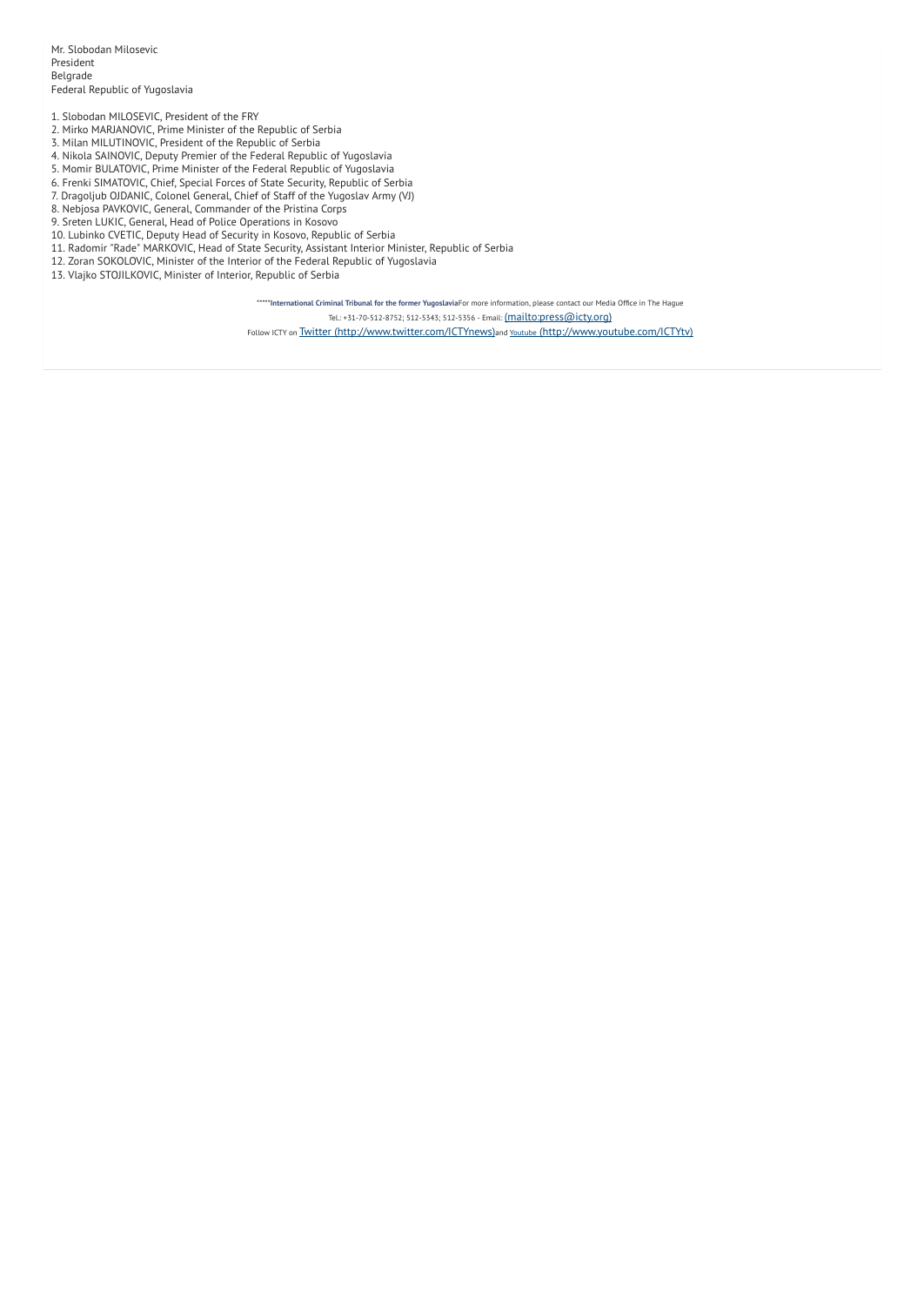Mr. Slobodan Milosevic
President
Belgrade
Federal Republic of Yugoslavia

1. Slobodan MILOSEVIC, President of the FRY
2. Mirko MARJANOVIC, Prime Minister of the Republic of Serbia
3. Milan MILUTINOVIC, President of the Republic of Serbia
4. Nikola SAINOVIC, Deputy Premier of the Federal Republic of Yugoslavia
5. Momir BULATOVIC, Prime Minister of the Federal Republic of Yugoslavia
6. Frenki SIMATOVIC, Chief, Special Forces of State Security, Republic of Serbia
7. Dragoljub OJDANIC, Colonel General, Chief of Staff of the Yugoslav Army (VJ)
8. Nebjosa PAVKOVIC, General, Commander of the Pristina Corps
9. Sreten LUKIC, General, Head of Police Operations in Kosovo
10. Lubinko CVETIC, Deputy Head of Security in Kosovo, Republic of Serbia
11. Radomir "Rade" MARKOVIC, Head of State Security, Assistant Interior Minister, Republic of Serbia
12. Zoran SOKOLOVIC, Minister of the Interior of the Federal Republic of Yugoslavia
13. Vlajko STOJILKOVIC, Minister of Interior, Republic of Serbia

*****International Criminal Tribunal for the former Yugoslavia For more information, please contact our Media Office in The Hague

Tel.: +31-70-512-8752; 512-5343; 512-5356 - Email: (mailto:press@icty.org)

Follow ICTY on Twitter (http://www.twitter.com/ICTYnews) and Youtube (http://www.youtube.com/ICTYtv)